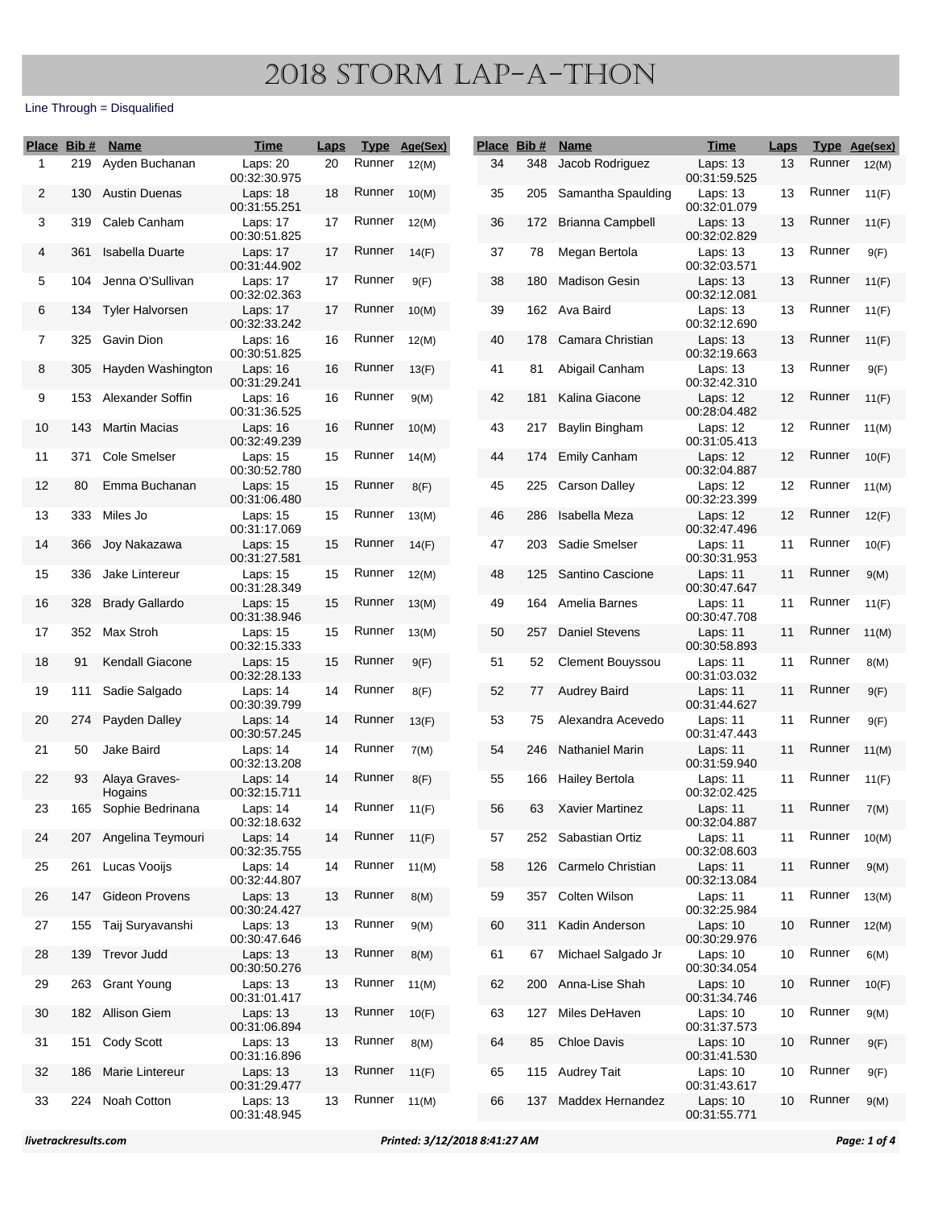# 2018 Storm Lap-A-Thon

Line Through = Disqualified

| Place | Bib # | Name | Time | Laps | Type | Age(Sex) |
|---|---|---|---|---|---|---|
| 1 | 219 | Ayden Buchanan | Laps: 20 00:32:30.975 | 20 | Runner | 12(M) |
| 2 | 130 | Austin Duenas | Laps: 18 00:31:55.251 | 18 | Runner | 10(M) |
| 3 | 319 | Caleb Canham | Laps: 17 00:30:51.825 | 17 | Runner | 12(M) |
| 4 | 361 | Isabella Duarte | Laps: 17 00:31:44.902 | 17 | Runner | 14(F) |
| 5 | 104 | Jenna O'Sullivan | Laps: 17 00:32:02.363 | 17 | Runner | 9(F) |
| 6 | 134 | Tyler Halvorsen | Laps: 17 00:32:33.242 | 17 | Runner | 10(M) |
| 7 | 325 | Gavin Dion | Laps: 16 00:30:51.825 | 16 | Runner | 12(M) |
| 8 | 305 | Hayden Washington | Laps: 16 00:31:29.241 | 16 | Runner | 13(F) |
| 9 | 153 | Alexander Soffin | Laps: 16 00:31:36.525 | 16 | Runner | 9(M) |
| 10 | 143 | Martin Macias | Laps: 16 00:32:49.239 | 16 | Runner | 10(M) |
| 11 | 371 | Cole Smelser | Laps: 15 00:30:52.780 | 15 | Runner | 14(M) |
| 12 | 80 | Emma Buchanan | Laps: 15 00:31:06.480 | 15 | Runner | 8(F) |
| 13 | 333 | Miles Jo | Laps: 15 00:31:17.069 | 15 | Runner | 13(M) |
| 14 | 366 | Joy Nakazawa | Laps: 15 00:31:27.581 | 15 | Runner | 14(F) |
| 15 | 336 | Jake Lintereur | Laps: 15 00:31:28.349 | 15 | Runner | 12(M) |
| 16 | 328 | Brady Gallardo | Laps: 15 00:31:38.946 | 15 | Runner | 13(M) |
| 17 | 352 | Max Stroh | Laps: 15 00:32:15.333 | 15 | Runner | 13(M) |
| 18 | 91 | Kendall Giacone | Laps: 15 00:32:28.133 | 15 | Runner | 9(F) |
| 19 | 111 | Sadie Salgado | Laps: 14 00:30:39.799 | 14 | Runner | 8(F) |
| 20 | 274 | Payden Dalley | Laps: 14 00:30:57.245 | 14 | Runner | 13(F) |
| 21 | 50 | Jake Baird | Laps: 14 00:32:13.208 | 14 | Runner | 7(M) |
| 22 | 93 | Alaya Graves-Hogains | Laps: 14 00:32:15.711 | 14 | Runner | 8(F) |
| 23 | 165 | Sophie Bedrinana | Laps: 14 00:32:18.632 | 14 | Runner | 11(F) |
| 24 | 207 | Angelina Teymouri | Laps: 14 00:32:35.755 | 14 | Runner | 11(F) |
| 25 | 261 | Lucas Vooijs | Laps: 14 00:32:44.807 | 14 | Runner | 11(M) |
| 26 | 147 | Gideon Provens | Laps: 13 00:30:24.427 | 13 | Runner | 8(M) |
| 27 | 155 | Taij Suryavanshi | Laps: 13 00:30:47.646 | 13 | Runner | 9(M) |
| 28 | 139 | Trevor Judd | Laps: 13 00:30:50.276 | 13 | Runner | 8(M) |
| 29 | 263 | Grant Young | Laps: 13 00:31:01.417 | 13 | Runner | 11(M) |
| 30 | 182 | Allison Giem | Laps: 13 00:31:06.894 | 13 | Runner | 10(F) |
| 31 | 151 | Cody Scott | Laps: 13 00:31:16.896 | 13 | Runner | 8(M) |
| 32 | 186 | Marie Lintereur | Laps: 13 00:31:29.477 | 13 | Runner | 11(F) |
| 33 | 224 | Noah Cotton | Laps: 13 00:31:48.945 | 13 | Runner | 11(M) |
| 34 | 348 | Jacob Rodriguez | Laps: 13 00:31:59.525 | 13 | Runner | 12(M) |
| 35 | 205 | Samantha Spaulding | Laps: 13 00:32:01.079 | 13 | Runner | 11(F) |
| 36 | 172 | Brianna Campbell | Laps: 13 00:32:02.829 | 13 | Runner | 11(F) |
| 37 | 78 | Megan Bertola | Laps: 13 00:32:03.571 | 13 | Runner | 9(F) |
| 38 | 180 | Madison Gesin | Laps: 13 00:32:12.081 | 13 | Runner | 11(F) |
| 39 | 162 | Ava Baird | Laps: 13 00:32:12.690 | 13 | Runner | 11(F) |
| 40 | 178 | Camara Christian | Laps: 13 00:32:19.663 | 13 | Runner | 11(F) |
| 41 | 81 | Abigail Canham | Laps: 13 00:32:42.310 | 13 | Runner | 9(F) |
| 42 | 181 | Kalina Giacone | Laps: 12 00:28:04.482 | 12 | Runner | 11(F) |
| 43 | 217 | Baylin Bingham | Laps: 12 00:31:05.413 | 12 | Runner | 11(M) |
| 44 | 174 | Emily Canham | Laps: 12 00:32:04.887 | 12 | Runner | 10(F) |
| 45 | 225 | Carson Dalley | Laps: 12 00:32:23.399 | 12 | Runner | 11(M) |
| 46 | 286 | Isabella Meza | Laps: 12 00:32:47.496 | 12 | Runner | 12(F) |
| 47 | 203 | Sadie Smelser | Laps: 11 00:30:31.953 | 11 | Runner | 10(F) |
| 48 | 125 | Santino Cascione | Laps: 11 00:30:47.647 | 11 | Runner | 9(M) |
| 49 | 164 | Amelia Barnes | Laps: 11 00:30:47.708 | 11 | Runner | 11(F) |
| 50 | 257 | Daniel Stevens | Laps: 11 00:30:58.893 | 11 | Runner | 11(M) |
| 51 | 52 | Clement Bouyssou | Laps: 11 00:31:03.032 | 11 | Runner | 8(M) |
| 52 | 77 | Audrey Baird | Laps: 11 00:31:44.627 | 11 | Runner | 9(F) |
| 53 | 75 | Alexandra Acevedo | Laps: 11 00:31:47.443 | 11 | Runner | 9(F) |
| 54 | 246 | Nathaniel Marin | Laps: 11 00:31:59.940 | 11 | Runner | 11(M) |
| 55 | 166 | Hailey Bertola | Laps: 11 00:32:02.425 | 11 | Runner | 11(F) |
| 56 | 63 | Xavier Martinez | Laps: 11 00:32:04.887 | 11 | Runner | 7(M) |
| 57 | 252 | Sabastian Ortiz | Laps: 11 00:32:08.603 | 11 | Runner | 10(M) |
| 58 | 126 | Carmelo Christian | Laps: 11 00:32:13.084 | 11 | Runner | 9(M) |
| 59 | 357 | Colten Wilson | Laps: 11 00:32:25.984 | 11 | Runner | 13(M) |
| 60 | 311 | Kadin Anderson | Laps: 10 00:30:29.976 | 10 | Runner | 12(M) |
| 61 | 67 | Michael Salgado Jr | Laps: 10 00:30:34.054 | 10 | Runner | 6(M) |
| 62 | 200 | Anna-Lise Shah | Laps: 10 00:31:34.746 | 10 | Runner | 10(F) |
| 63 | 127 | Miles DeHaven | Laps: 10 00:31:37.573 | 10 | Runner | 9(M) |
| 64 | 85 | Chloe Davis | Laps: 10 00:31:41.530 | 10 | Runner | 9(F) |
| 65 | 115 | Audrey Tait | Laps: 10 00:31:43.617 | 10 | Runner | 9(F) |
| 66 | 137 | Maddex Hernandez | Laps: 10 00:31:55.771 | 10 | Runner | 9(M) |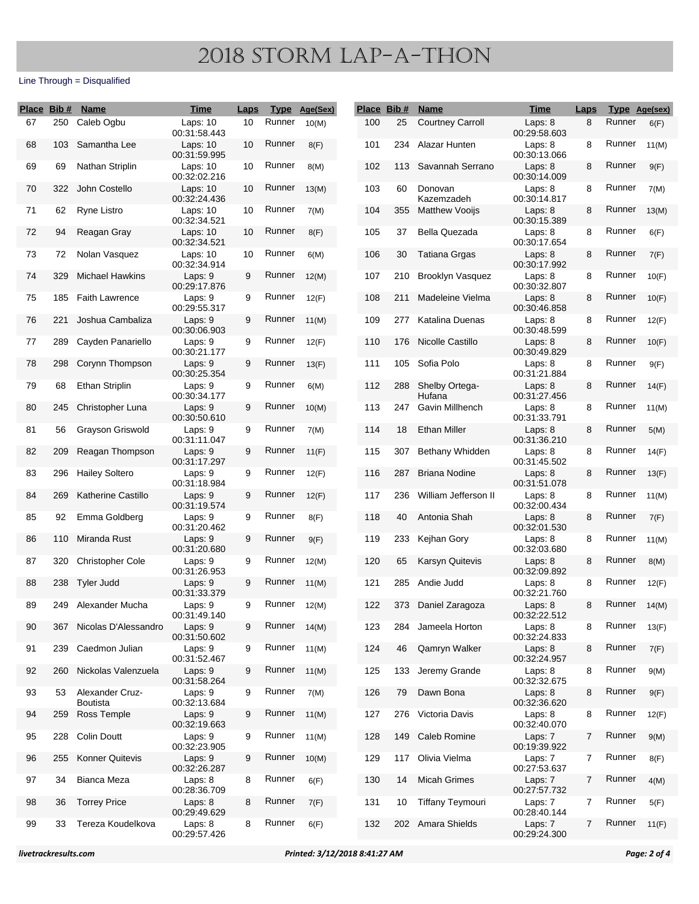# 2018 Storm Lap-A-Thon

Line Through = Disqualified

| Place | Bib # | Name | Time | Laps | Type | Age(Sex) |
|---|---|---|---|---|---|---|
| 67 | 250 | Caleb Ogbu | Laps: 10 00:31:58.443 | 10 | Runner | 10(M) |
| 68 | 103 | Samantha Lee | Laps: 10 00:31:59.995 | 10 | Runner | 8(F) |
| 69 | 69 | Nathan Striplin | Laps: 10 00:32:02.216 | 10 | Runner | 8(M) |
| 70 | 322 | John Costello | Laps: 10 00:32:24.436 | 10 | Runner | 13(M) |
| 71 | 62 | Ryne Listro | Laps: 10 00:32:34.521 | 10 | Runner | 7(M) |
| 72 | 94 | Reagan Gray | Laps: 10 00:32:34.521 | 10 | Runner | 8(F) |
| 73 | 72 | Nolan Vasquez | Laps: 10 00:32:34.914 | 10 | Runner | 6(M) |
| 74 | 329 | Michael Hawkins | Laps: 9 00:29:17.876 | 9 | Runner | 12(M) |
| 75 | 185 | Faith Lawrence | Laps: 9 00:29:55.317 | 9 | Runner | 12(F) |
| 76 | 221 | Joshua Cambaliza | Laps: 9 00:30:06.903 | 9 | Runner | 11(M) |
| 77 | 289 | Cayden Panariello | Laps: 9 00:30:21.177 | 9 | Runner | 12(F) |
| 78 | 298 | Corynn Thompson | Laps: 9 00:30:25.354 | 9 | Runner | 13(F) |
| 79 | 68 | Ethan Striplin | Laps: 9 00:30:34.177 | 9 | Runner | 6(M) |
| 80 | 245 | Christopher Luna | Laps: 9 00:30:50.610 | 9 | Runner | 10(M) |
| 81 | 56 | Grayson Griswold | Laps: 9 00:31:11.047 | 9 | Runner | 7(M) |
| 82 | 209 | Reagan Thompson | Laps: 9 00:31:17.297 | 9 | Runner | 11(F) |
| 83 | 296 | Hailey Soltero | Laps: 9 00:31:18.984 | 9 | Runner | 12(F) |
| 84 | 269 | Katherine Castillo | Laps: 9 00:31:19.574 | 9 | Runner | 12(F) |
| 85 | 92 | Emma Goldberg | Laps: 9 00:31:20.462 | 9 | Runner | 8(F) |
| 86 | 110 | Miranda Rust | Laps: 9 00:31:20.680 | 9 | Runner | 9(F) |
| 87 | 320 | Christopher Cole | Laps: 9 00:31:26.953 | 9 | Runner | 12(M) |
| 88 | 238 | Tyler Judd | Laps: 9 00:31:33.379 | 9 | Runner | 11(M) |
| 89 | 249 | Alexander Mucha | Laps: 9 00:31:49.140 | 9 | Runner | 12(M) |
| 90 | 367 | Nicolas D'Alessandro | Laps: 9 00:31:50.602 | 9 | Runner | 14(M) |
| 91 | 239 | Caedmon Julian | Laps: 9 00:31:52.467 | 9 | Runner | 11(M) |
| 92 | 260 | Nickolas Valenzuela | Laps: 9 00:31:58.264 | 9 | Runner | 11(M) |
| 93 | 53 | Alexander Cruz-Boutista | Laps: 9 00:32:13.684 | 9 | Runner | 7(M) |
| 94 | 259 | Ross Temple | Laps: 9 00:32:19.663 | 9 | Runner | 11(M) |
| 95 | 228 | Colin Doutt | Laps: 9 00:32:23.905 | 9 | Runner | 11(M) |
| 96 | 255 | Konner Quitevis | Laps: 9 00:32:26.287 | 9 | Runner | 10(M) |
| 97 | 34 | Bianca Meza | Laps: 8 00:28:36.709 | 8 | Runner | 6(F) |
| 98 | 36 | Torrey Price | Laps: 8 00:29:49.629 | 8 | Runner | 7(F) |
| 99 | 33 | Tereza Koudelkova | Laps: 8 00:29:57.426 | 8 | Runner | 6(F) |
| 100 | 25 | Courtney Carroll | Laps: 8 00:29:58.603 | 8 | Runner | 6(F) |
| 101 | 234 | Alazar Hunten | Laps: 8 00:30:13.066 | 8 | Runner | 11(M) |
| 102 | 113 | Savannah Serrano | Laps: 8 00:30:14.009 | 8 | Runner | 9(F) |
| 103 | 60 | Donovan Kazemzadeh | Laps: 8 00:30:14.817 | 8 | Runner | 7(M) |
| 104 | 355 | Matthew Vooijs | Laps: 8 00:30:15.389 | 8 | Runner | 13(M) |
| 105 | 37 | Bella Quezada | Laps: 8 00:30:17.654 | 8 | Runner | 6(F) |
| 106 | 30 | Tatiana Grgas | Laps: 8 00:30:17.992 | 8 | Runner | 7(F) |
| 107 | 210 | Brooklyn Vasquez | Laps: 8 00:30:32.807 | 8 | Runner | 10(F) |
| 108 | 211 | Madeleine Vielma | Laps: 8 00:30:46.858 | 8 | Runner | 10(F) |
| 109 | 277 | Katalina Duenas | Laps: 8 00:30:48.599 | 8 | Runner | 12(F) |
| 110 | 176 | Nicolle Castillo | Laps: 8 00:30:49.829 | 8 | Runner | 10(F) |
| 111 | 105 | Sofia Polo | Laps: 8 00:31:21.884 | 8 | Runner | 9(F) |
| 112 | 288 | Shelby Ortega-Hufana | Laps: 8 00:31:27.456 | 8 | Runner | 14(F) |
| 113 | 247 | Gavin Millhench | Laps: 8 00:31:33.791 | 8 | Runner | 11(M) |
| 114 | 18 | Ethan Miller | Laps: 8 00:31:36.210 | 8 | Runner | 5(M) |
| 115 | 307 | Bethany Whidden | Laps: 8 00:31:45.502 | 8 | Runner | 14(F) |
| 116 | 287 | Briana Nodine | Laps: 8 00:31:51.078 | 8 | Runner | 13(F) |
| 117 | 236 | William Jefferson II | Laps: 8 00:32:00.434 | 8 | Runner | 11(M) |
| 118 | 40 | Antonia Shah | Laps: 8 00:32:01.530 | 8 | Runner | 7(F) |
| 119 | 233 | Kejhan Gory | Laps: 8 00:32:03.680 | 8 | Runner | 11(M) |
| 120 | 65 | Karsyn Quitevis | Laps: 8 00:32:09.892 | 8 | Runner | 8(M) |
| 121 | 285 | Andie Judd | Laps: 8 00:32:21.760 | 8 | Runner | 12(F) |
| 122 | 373 | Daniel Zaragoza | Laps: 8 00:32:22.512 | 8 | Runner | 14(M) |
| 123 | 284 | Jameela Horton | Laps: 8 00:32:24.833 | 8 | Runner | 13(F) |
| 124 | 46 | Qamryn Walker | Laps: 8 00:32:24.957 | 8 | Runner | 7(F) |
| 125 | 133 | Jeremy Grande | Laps: 8 00:32:32.675 | 8 | Runner | 9(M) |
| 126 | 79 | Dawn Bona | Laps: 8 00:32:36.620 | 8 | Runner | 9(F) |
| 127 | 276 | Victoria Davis | Laps: 8 00:32:40.070 | 8 | Runner | 12(F) |
| 128 | 149 | Caleb Romine | Laps: 7 00:19:39.922 | 7 | Runner | 9(M) |
| 129 | 117 | Olivia Vielma | Laps: 7 00:27:53.637 | 7 | Runner | 8(F) |
| 130 | 14 | Micah Grimes | Laps: 7 00:27:57.732 | 7 | Runner | 4(M) |
| 131 | 10 | Tiffany Teymouri | Laps: 7 00:28:40.144 | 7 | Runner | 5(F) |
| 132 | 202 | Amara Shields | Laps: 7 00:29:24.300 | 7 | Runner | 11(F) |

*livetrackresults.com* — *Printed: 3/12/2018 8:41:27 AM*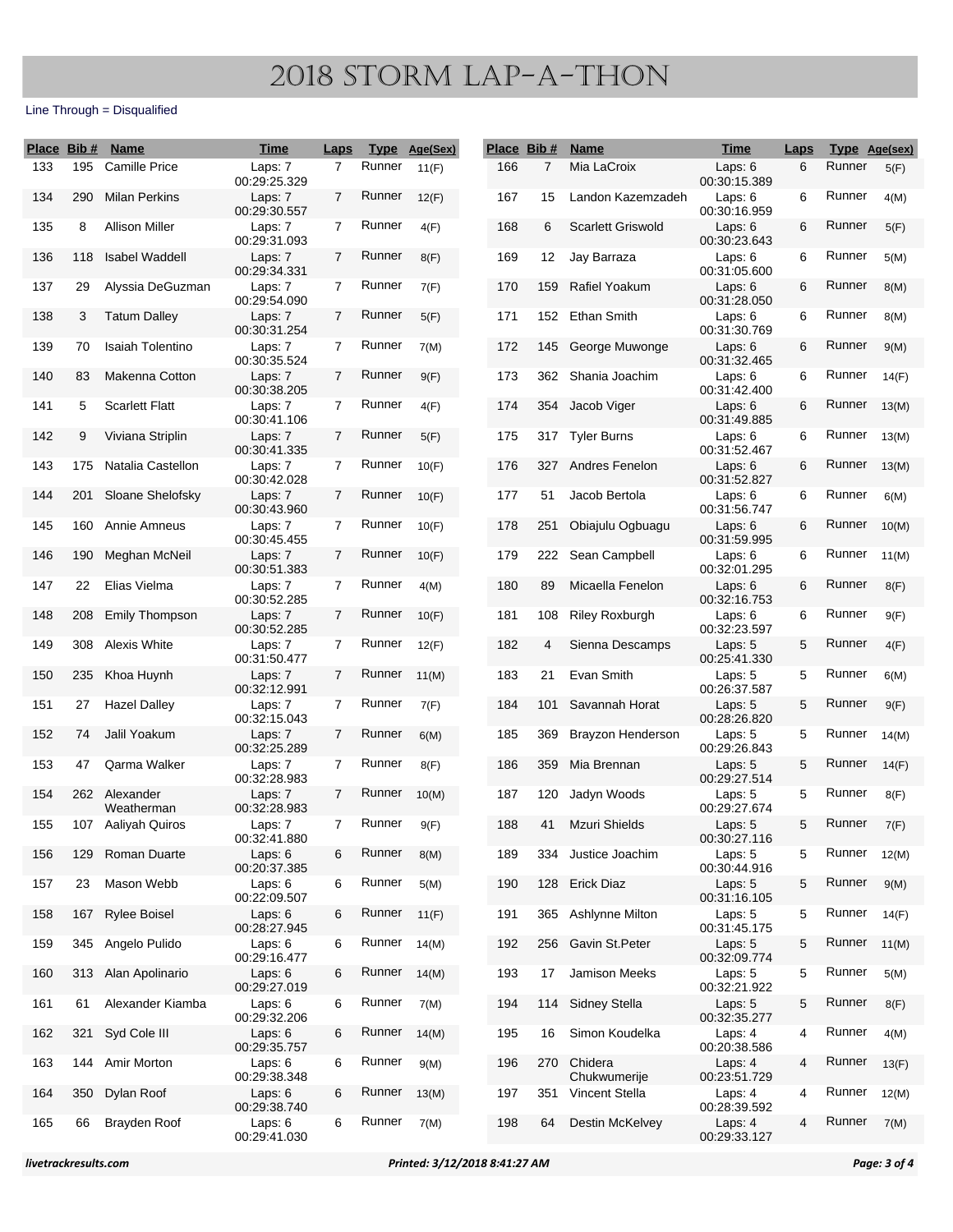# 2018 STORM LAP-A-THON

Line Through = Disqualified

| Place | Bib # | Name | Time | Laps | Type | Age(Sex) |
|---|---|---|---|---|---|---|
| 133 | 195 | Camille Price | Laps: 7 00:29:25.329 | 7 | Runner | 11(F) |
| 134 | 290 | Milan Perkins | Laps: 7 00:29:30.557 | 7 | Runner | 12(F) |
| 135 | 8 | Allison Miller | Laps: 7 00:29:31.093 | 7 | Runner | 4(F) |
| 136 | 118 | Isabel Waddell | Laps: 7 00:29:34.331 | 7 | Runner | 8(F) |
| 137 | 29 | Alyssia DeGuzman | Laps: 7 00:29:54.090 | 7 | Runner | 7(F) |
| 138 | 3 | Tatum Dalley | Laps: 7 00:30:31.254 | 7 | Runner | 5(F) |
| 139 | 70 | Isaiah Tolentino | Laps: 7 00:30:35.524 | 7 | Runner | 7(M) |
| 140 | 83 | Makenna Cotton | Laps: 7 00:30:38.205 | 7 | Runner | 9(F) |
| 141 | 5 | Scarlett Flatt | Laps: 7 00:30:41.106 | 7 | Runner | 4(F) |
| 142 | 9 | Viviana Striplin | Laps: 7 00:30:41.335 | 7 | Runner | 5(F) |
| 143 | 175 | Natalia Castellon | Laps: 7 00:30:42.028 | 7 | Runner | 10(F) |
| 144 | 201 | Sloane Shelofsky | Laps: 7 00:30:43.960 | 7 | Runner | 10(F) |
| 145 | 160 | Annie Amneus | Laps: 7 00:30:45.455 | 7 | Runner | 10(F) |
| 146 | 190 | Meghan McNeil | Laps: 7 00:30:51.383 | 7 | Runner | 10(F) |
| 147 | 22 | Elias Vielma | Laps: 7 00:30:52.285 | 7 | Runner | 4(M) |
| 148 | 208 | Emily Thompson | Laps: 7 00:30:52.285 | 7 | Runner | 10(F) |
| 149 | 308 | Alexis White | Laps: 7 00:31:50.477 | 7 | Runner | 12(F) |
| 150 | 235 | Khoa Huynh | Laps: 7 00:32:12.991 | 7 | Runner | 11(M) |
| 151 | 27 | Hazel Dalley | Laps: 7 00:32:15.043 | 7 | Runner | 7(F) |
| 152 | 74 | Jalil Yoakum | Laps: 7 00:32:25.289 | 7 | Runner | 6(M) |
| 153 | 47 | Qarma Walker | Laps: 7 00:32:28.983 | 7 | Runner | 8(F) |
| 154 | 262 | Alexander Weatherman | Laps: 7 00:32:28.983 | 7 | Runner | 10(M) |
| 155 | 107 | Aaliyah Quiros | Laps: 7 00:32:41.880 | 7 | Runner | 9(F) |
| 156 | 129 | Roman Duarte | Laps: 6 00:20:37.385 | 6 | Runner | 8(M) |
| 157 | 23 | Mason Webb | Laps: 6 00:22:09.507 | 6 | Runner | 5(M) |
| 158 | 167 | Rylee Boisel | Laps: 6 00:28:27.945 | 6 | Runner | 11(F) |
| 159 | 345 | Angelo Pulido | Laps: 6 00:29:16.477 | 6 | Runner | 14(M) |
| 160 | 313 | Alan Apolinario | Laps: 6 00:29:27.019 | 6 | Runner | 14(M) |
| 161 | 61 | Alexander Kiamba | Laps: 6 00:29:32.206 | 6 | Runner | 7(M) |
| 162 | 321 | Syd Cole III | Laps: 6 00:29:35.757 | 6 | Runner | 14(M) |
| 163 | 144 | Amir Morton | Laps: 6 00:29:38.348 | 6 | Runner | 9(M) |
| 164 | 350 | Dylan Roof | Laps: 6 00:29:38.740 | 6 | Runner | 13(M) |
| 165 | 66 | Brayden Roof | Laps: 6 00:29:41.030 | 6 | Runner | 7(M) |
| 166 | 7 | Mia LaCroix | Laps: 6 00:30:15.389 | 6 | Runner | 5(F) |
| 167 | 15 | Landon Kazemzadeh | Laps: 6 00:30:16.959 | 6 | Runner | 4(M) |
| 168 | 6 | Scarlett Griswold | Laps: 6 00:30:23.643 | 6 | Runner | 5(F) |
| 169 | 12 | Jay Barraza | Laps: 6 00:31:05.600 | 6 | Runner | 5(M) |
| 170 | 159 | Rafiel Yoakum | Laps: 6 00:31:28.050 | 6 | Runner | 8(M) |
| 171 | 152 | Ethan Smith | Laps: 6 00:31:30.769 | 6 | Runner | 8(M) |
| 172 | 145 | George Muwonge | Laps: 6 00:31:32.465 | 6 | Runner | 9(M) |
| 173 | 362 | Shania Joachim | Laps: 6 00:31:42.400 | 6 | Runner | 14(F) |
| 174 | 354 | Jacob Viger | Laps: 6 00:31:49.885 | 6 | Runner | 13(M) |
| 175 | 317 | Tyler Burns | Laps: 6 00:31:52.467 | 6 | Runner | 13(M) |
| 176 | 327 | Andres Fenelon | Laps: 6 00:31:52.827 | 6 | Runner | 13(M) |
| 177 | 51 | Jacob Bertola | Laps: 6 00:31:56.747 | 6 | Runner | 6(M) |
| 178 | 251 | Obiajulu Ogbuagu | Laps: 6 00:31:59.995 | 6 | Runner | 10(M) |
| 179 | 222 | Sean Campbell | Laps: 6 00:32:01.295 | 6 | Runner | 11(M) |
| 180 | 89 | Micaella Fenelon | Laps: 6 00:32:16.753 | 6 | Runner | 8(F) |
| 181 | 108 | Riley Roxburgh | Laps: 6 00:32:23.597 | 6 | Runner | 9(F) |
| 182 | 4 | Sienna Descamps | Laps: 5 00:25:41.330 | 5 | Runner | 4(F) |
| 183 | 21 | Evan Smith | Laps: 5 00:26:37.587 | 5 | Runner | 6(M) |
| 184 | 101 | Savannah Horat | Laps: 5 00:28:26.820 | 5 | Runner | 9(F) |
| 185 | 369 | Brayzon Henderson | Laps: 5 00:29:26.843 | 5 | Runner | 14(M) |
| 186 | 359 | Mia Brennan | Laps: 5 00:29:27.514 | 5 | Runner | 14(F) |
| 187 | 120 | Jadyn Woods | Laps: 5 00:29:27.674 | 5 | Runner | 8(F) |
| 188 | 41 | Mzuri Shields | Laps: 5 00:30:27.116 | 5 | Runner | 7(F) |
| 189 | 334 | Justice Joachim | Laps: 5 00:30:44.916 | 5 | Runner | 12(M) |
| 190 | 128 | Erick Diaz | Laps: 5 00:31:16.105 | 5 | Runner | 9(M) |
| 191 | 365 | Ashlynne Milton | Laps: 5 00:31:45.175 | 5 | Runner | 14(F) |
| 192 | 256 | Gavin St.Peter | Laps: 5 00:32:09.774 | 5 | Runner | 11(M) |
| 193 | 17 | Jamison Meeks | Laps: 5 00:32:21.922 | 5 | Runner | 5(M) |
| 194 | 114 | Sidney Stella | Laps: 5 00:32:35.277 | 5 | Runner | 8(F) |
| 195 | 16 | Simon Koudelka | Laps: 4 00:20:38.586 | 4 | Runner | 4(M) |
| 196 | 270 | Chidera Chukwumerije | Laps: 4 00:23:51.729 | 4 | Runner | 13(F) |
| 197 | 351 | Vincent Stella | Laps: 4 00:28:39.592 | 4 | Runner | 12(M) |
| 198 | 64 | Destin McKelvey | Laps: 4 00:29:33.127 | 4 | Runner | 7(M) |

*livetrackresults.com* — *Printed: 3/12/2018 8:41:27 AM*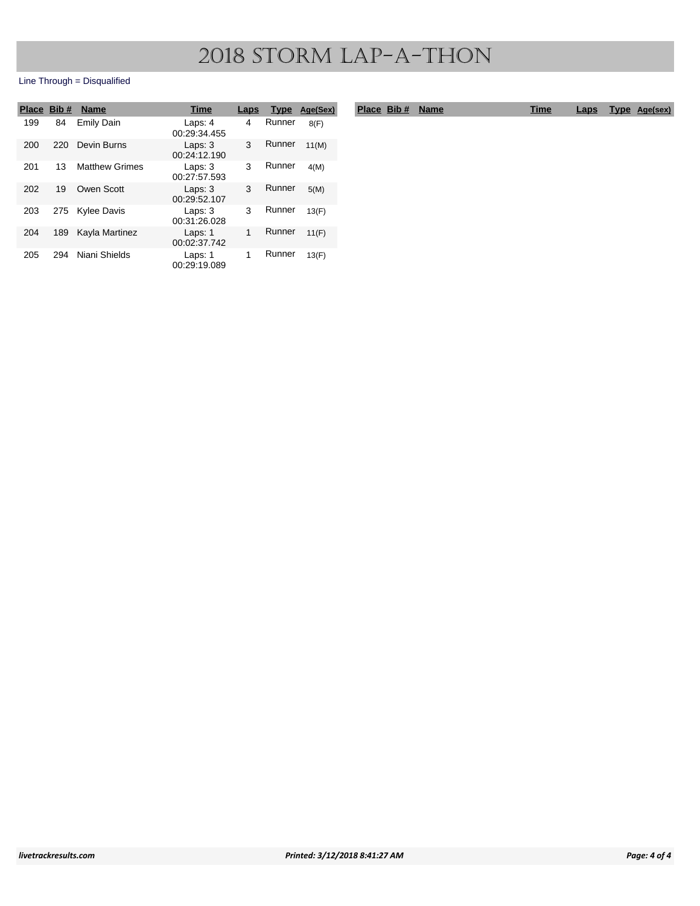# 2018 STORM LAP-A-THON

Line Through = Disqualified

| Place | Bib # | Name | Time | Laps | Type | Age(Sex) |
|---|---|---|---|---|---|---|
| 199 | 84 | Emily Dain | Laps: 4 00:29:34.455 | 4 | Runner | 8(F) |
| 200 | 220 | Devin Burns | Laps: 3 00:24:12.190 | 3 | Runner | 11(M) |
| 201 | 13 | Matthew Grimes | Laps: 3 00:27:57.593 | 3 | Runner | 4(M) |
| 202 | 19 | Owen Scott | Laps: 3 00:29:52.107 | 3 | Runner | 5(M) |
| 203 | 275 | Kylee Davis | Laps: 3 00:31:26.028 | 3 | Runner | 13(F) |
| 204 | 189 | Kayla Martinez | Laps: 1 00:02:37.742 | 1 | Runner | 11(F) |
| 205 | 294 | Niani Shields | Laps: 1 00:29:19.089 | 1 | Runner | 13(F) |

| Place | Bib # | Name | Time | Laps | Type | Age(sex) |
|---|---|---|---|---|---|---|

*livetrackresults.com* *Printed: 3/12/2018 8:41:27 AM*